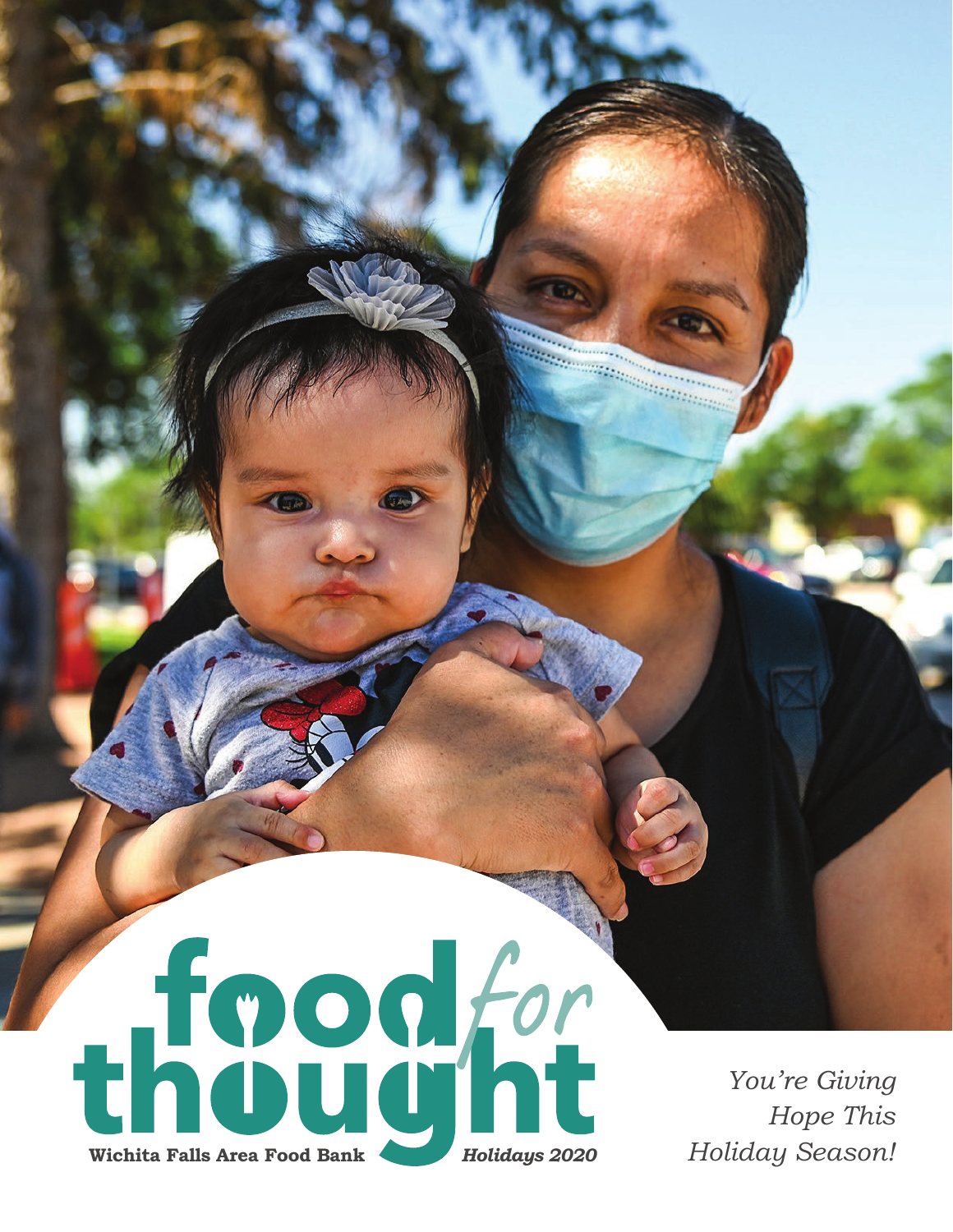# food *for* thought

**Wichita Falls Area Food Bank** *Holidays 2020*

*You're Giving Hope This Holiday Season!*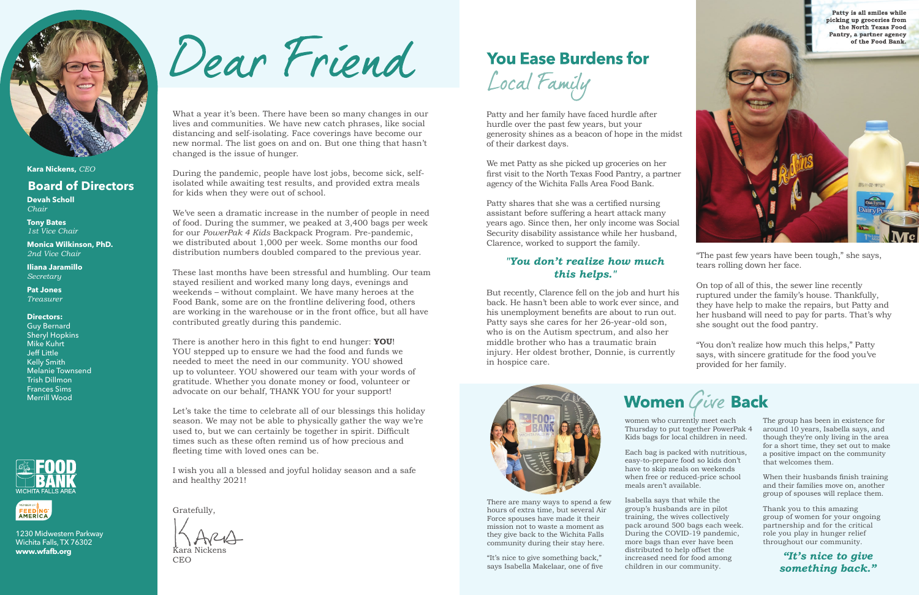**Kara Nickens,** *CEO*

## Board of Directors

**Devah Scholl**
*Chair*

**Tony Bates**
*1st Vice Chair*

**Monica Wilkinson, PhD.**
*2nd Vice Chair*

**Iliana Jaramillo**
*Secretary*

**Pat Jones**
*Treasurer*

**Directors:**
Guy Bernard
Sheryl Hopkins
Mike Kuhrt
Jeff Little
Kelly Smith
Melanie Townsend
Trish Dillmon
Frances Sims
Merrill Wood

FOOD BANK WICHITA FALLS AREA

MEMBER OF FEEDING AMERICA

1230 Midwestern Parkway
Wichita Falls, TX 76302
**www.wfafb.org**

# Dear Friend

What a year it's been. There have been so many changes in our lives and communities. We have new catch phrases, like social distancing and self-isolating. Face coverings have become our new normal. The list goes on and on. But one thing that hasn't changed is the issue of hunger.

During the pandemic, people have lost jobs, become sick, self-isolated while awaiting test results, and provided extra meals for kids when they were out of school.

We've seen a dramatic increase in the number of people in need of food. During the summer, we peaked at 3,400 bags per week for our *PowerPak 4 Kids* Backpack Program. Pre-pandemic, we distributed about 1,000 per week. Some months our food distribution numbers doubled compared to the previous year.

These last months have been stressful and humbling. Our team stayed resilient and worked many long days, evenings and weekends – without complaint. We have many heroes at the Food Bank, some are on the frontline delivering food, others are working in the warehouse or in the front office, but all have contributed greatly during this pandemic.

There is another hero in this fight to end hunger: **YOU**! YOU stepped up to ensure we had the food and funds we needed to meet the need in our community. YOU showed up to volunteer. YOU showered our team with your words of gratitude. Whether you donate money or food, volunteer or advocate on our behalf, THANK YOU for your support!

Let's take the time to celebrate all of our blessings this holiday season. We may not be able to physically gather the way we're used to, but we can certainly be together in spirit. Difficult times such as these often remind us of how precious and fleeting time with loved ones can be.

I wish you all a blessed and joyful holiday season and a safe and healthy 2021!

Gratefully,

Kara Nickens
CEO

# You Ease Burdens for Local Family

Patty and her family have faced hurdle after hurdle over the past few years, but your generosity shines as a beacon of hope in the midst of their darkest days.

We met Patty as she picked up groceries on her first visit to the North Texas Food Pantry, a partner agency of the Wichita Falls Area Food Bank.

Patty shares that she was a certified nursing assistant before suffering a heart attack many years ago. Since then, her only income was Social Security disability assistance while her husband, Clarence, worked to support the family.

***"You don't realize how much this helps."***

But recently, Clarence fell on the job and hurt his back. He hasn't been able to work ever since, and his unemployment benefits are about to run out. Patty says she cares for her 26-year-old son, who is on the Autism spectrum, and also her middle brother who has a traumatic brain injury. Her oldest brother, Donnie, is currently in hospice care.

Patty is all smiles while picking up groceries from the North Texas Food Pantry, a partner agency of the Food Bank.

"The past few years have been tough," she says, tears rolling down her face.

On top of all of this, the sewer line recently ruptured under the family's house. Thankfully, they have help to make the repairs, but Patty and her husband will need to pay for parts. That's why she sought out the food pantry.

"You don't realize how much this helps," Patty says, with sincere gratitude for the food you've provided for her family.

# Women Give Back

There are many ways to spend a few hours of extra time, but several Air Force spouses have made it their mission not to waste a moment as they give back to the Wichita Falls community during their stay here.

"It's nice to give something back," says Isabella Makelaar, one of five women who currently meet each Thursday to put together PowerPak 4 Kids bags for local children in need.

Each bag is packed with nutritious, easy-to-prepare food so kids don't have to skip meals on weekends when free or reduced-price school meals aren't available.

Isabella says that while the group's husbands are in pilot training, the wives collectively pack around 500 bags each week. During the COVID-19 pandemic, more bags than ever have been distributed to help offset the increased need for food among children in our community.

The group has been in existence for around 10 years, Isabella says, and though they're only living in the area for a short time, they set out to make a positive impact on the community that welcomes them.

When their husbands finish training and their families move on, another group of spouses will replace them.

Thank you to this amazing group of women for your ongoing partnership and for the critical role you play in hunger relief throughout our community.

***"It's nice to give something back."***